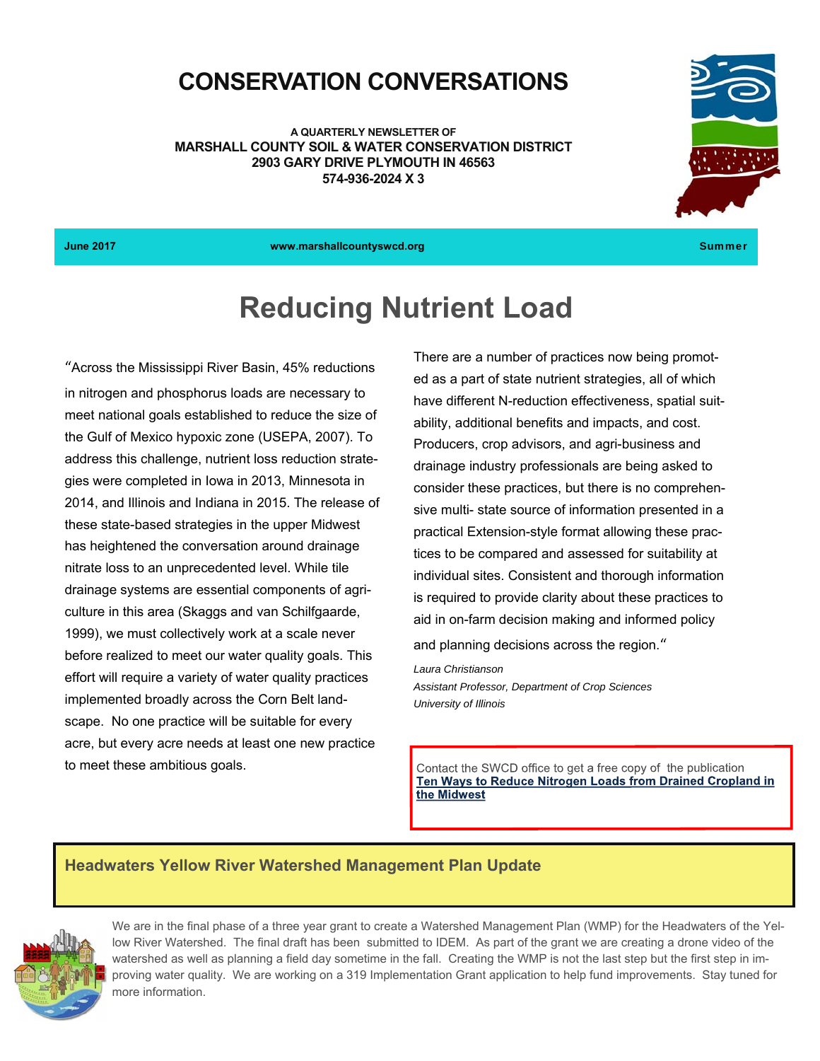# CONSERVATION CONVERSATIONS

A QUARTERLY NEWSLETTER OF
**MARSHALL COUNTY SOIL & WATER CONSERVATION DISTRICT**
**2903 GARY DRIVE PLYMOUTH IN 46563**
**574-936-2024 X 3**

**June 2017** | **www.marshallcountyswcd.org** | **Summer**

## Reducing Nutrient Load

"Across the Mississippi River Basin, 45% reductions in nitrogen and phosphorus loads are necessary to meet national goals established to reduce the size of the Gulf of Mexico hypoxic zone (USEPA, 2007). To address this challenge, nutrient loss reduction strategies were completed in Iowa in 2013, Minnesota in 2014, and Illinois and Indiana in 2015. The release of these state-based strategies in the upper Midwest has heightened the conversation around drainage nitrate loss to an unprecedented level. While tile drainage systems are essential components of agriculture in this area (Skaggs and van Schilfgaarde, 1999), we must collectively work at a scale never before realized to meet our water quality goals. This effort will require a variety of water quality practices implemented broadly across the Corn Belt landscape. No one practice will be suitable for every acre, but every acre needs at least one new practice to meet these ambitious goals.

There are a number of practices now being promoted as a part of state nutrient strategies, all of which have different N-reduction effectiveness, spatial suitability, additional benefits and impacts, and cost. Producers, crop advisors, and agri-business and drainage industry professionals are being asked to consider these practices, but there is no comprehensive multi- state source of information presented in a practical Extension-style format allowing these practices to be compared and assessed for suitability at individual sites. Consistent and thorough information is required to provide clarity about these practices to aid in on-farm decision making and informed policy and planning decisions across the region."

*Laura Christianson*
*Assistant Professor, Department of Crop Sciences*
*University of Illinois*

Contact the SWCD office to get a free copy of the publication **Ten Ways to Reduce Nitrogen Loads from Drained Cropland in the Midwest**

### Headwaters Yellow River Watershed Management Plan Update

We are in the final phase of a three year grant to create a Watershed Management Plan (WMP) for the Headwaters of the Yellow River Watershed. The final draft has been submitted to IDEM. As part of the grant we are creating a drone video of the watershed as well as planning a field day sometime in the fall. Creating the WMP is not the last step but the first step in improving water quality. We are working on a 319 Implementation Grant application to help fund improvements. Stay tuned for more information.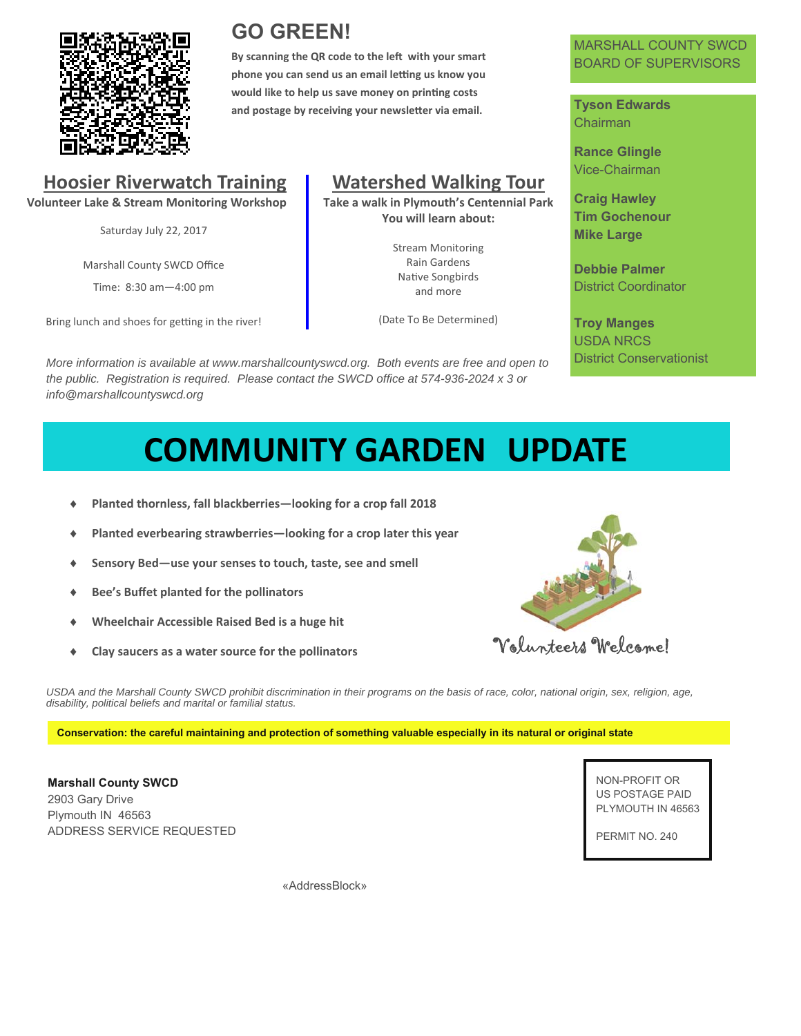## GO GREEN!

**By scanning the QR code to the left with your smart phone you can send us an email letting us know you would like to help us save money on printing costs and postage by receiving your newsletter via email.**

## Hoosier Riverwatch Training

**Volunteer Lake & Stream Monitoring Workshop**

Saturday July 22, 2017

Marshall County SWCD Office

Time: 8:30 am—4:00 pm

Bring lunch and shoes for getting in the river!

## Watershed Walking Tour

**Take a walk in Plymouth's Centennial Park**
**You will learn about:**

Stream Monitoring
Rain Gardens
Native Songbirds
and more

(Date To Be Determined)

*More information is available at www.marshallcountyswcd.org. Both events are free and open to the public. Registration is required. Please contact the SWCD office at 574-936-2024 x 3 or info@marshallcountyswcd.org*

MARSHALL COUNTY SWCD BOARD OF SUPERVISORS

**Tyson Edwards**
Chairman

**Rance Glingle**
Vice-Chairman

**Craig Hawley**
**Tim Gochenour**
**Mike Large**

**Debbie Palmer**
District Coordinator

**Troy Manges**
USDA NRCS
District Conservationist

# COMMUNITY GARDEN UPDATE

- **Planted thornless, fall blackberries—looking for a crop fall 2018**
- **Planted everbearing strawberries—looking for a crop later this year**
- **Sensory Bed—use your senses to touch, taste, see and smell**
- **Bee's Buffet planted for the pollinators**
- **Wheelchair Accessible Raised Bed is a huge hit**
- **Clay saucers as a water source for the pollinators**

Volunteers Welcome!

*USDA and the Marshall County SWCD prohibit discrimination in their programs on the basis of race, color, national origin, sex, religion, age, disability, political beliefs and marital or familial status.*

**Conservation: the careful maintaining and protection of something valuable especially in its natural or original state**

**Marshall County SWCD**
2903 Gary Drive
Plymouth IN 46563
ADDRESS SERVICE REQUESTED

NON-PROFIT OR
US POSTAGE PAID
PLYMOUTH IN 46563

PERMIT NO. 240

«AddressBlock»